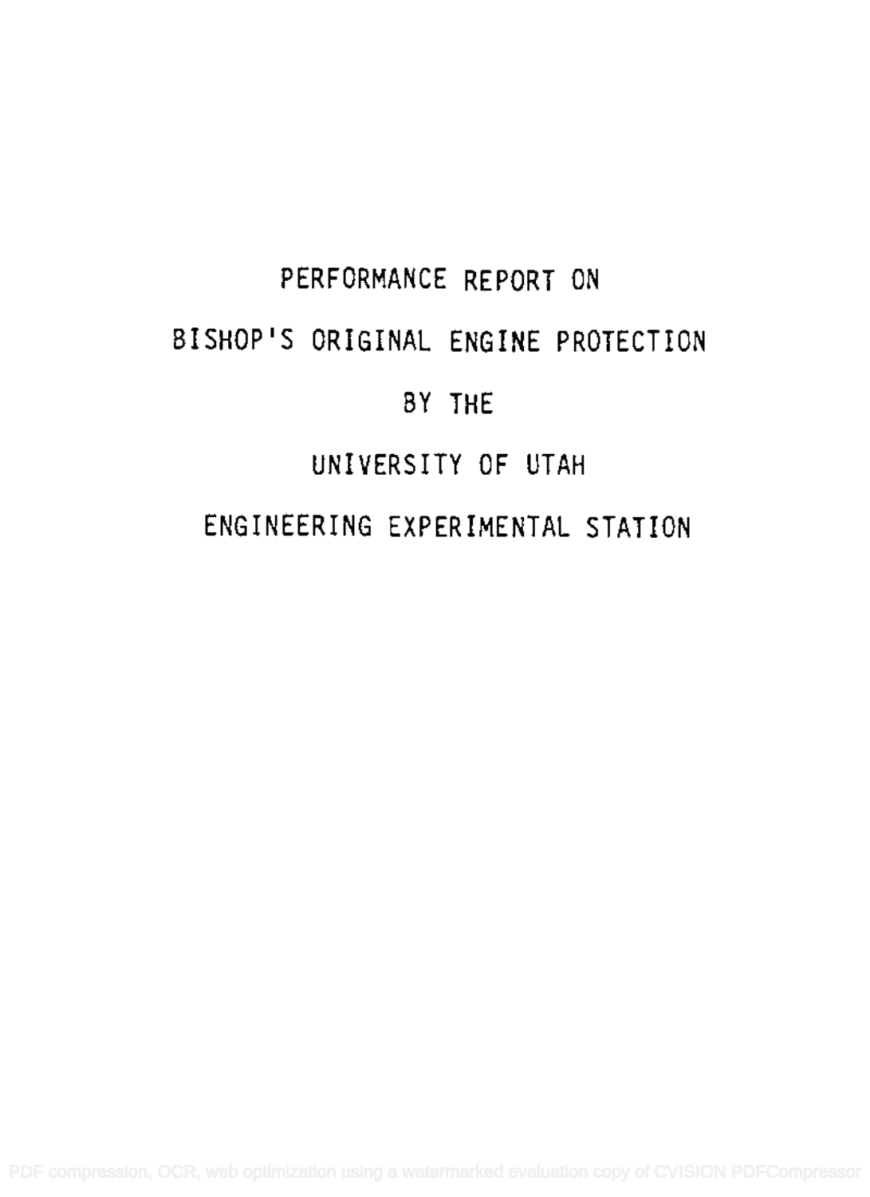# PERFORMANCE REPORT ON

# BISHOP'S ORIGINAL ENGINE PROTECTION

# BY THE

# UNIVERSITY OF UTAH

# ENGINEERING EXPERIMENTAL STATION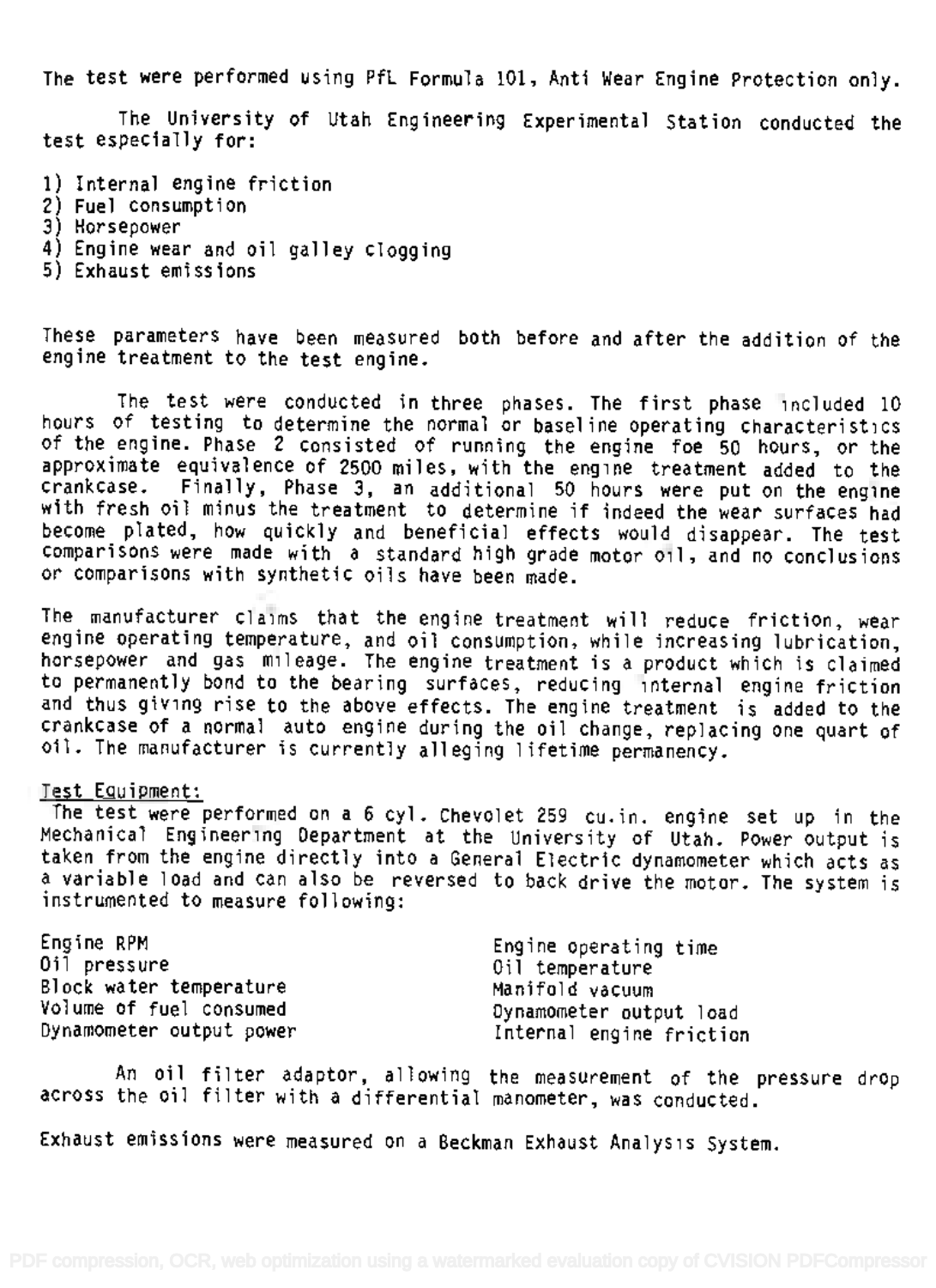The test were performed using PfL Formula 101, Anti Wear Engine Protection only.

The University of Utah Engineering Experimental Station conducted the test especially for:

1) Internal engine friction
2) Fuel consumption
3) Horsepower
4) Engine wear and oil galley clogging
5) Exhaust emissions

These parameters have been measured both before and after the addition of the engine treatment to the test engine.

The test were conducted in three phases. The first phase included 10 hours of testing to determine the normal or baseline operating characteristics of the engine. Phase 2 consisted of running the engine foe 50 hours, or the approximate equivalence of 2500 miles, with the engine treatment added to the crankcase. Finally, Phase 3, an additional 50 hours were put on the engine with fresh oil minus the treatment to determine if indeed the wear surfaces had become plated, how quickly and beneficial effects would disappear. The test comparisons were made with a standard high grade motor oil, and no conclusions or comparisons with synthetic oils have been made.

The manufacturer claims that the engine treatment will reduce friction, wear engine operating temperature, and oil consumption, while increasing lubrication, horsepower and gas mileage. The engine treatment is a product which is claimed to permanently bond to the bearing surfaces, reducing internal engine friction and thus giving rise to the above effects. The engine treatment is added to the crankcase of a normal auto engine during the oil change, replacing one quart of oil. The manufacturer is currently alleging lifetime permanency.

Test Equipment:

The test were performed on a 6 cyl. Chevolet 259 cu.in. engine set up in the Mechanical Engineering Department at the University of Utah. Power output is taken from the engine directly into a General Electric dynamometer which acts as a variable load and can also be reversed to back drive the motor. The system is instrumented to measure following:

- Engine RPM
- Oil pressure
- Block water temperature
- Volume of fuel consumed
- Dynamometer output power
- Engine operating time
- Oil temperature
- Manifold vacuum
- Dynamometer output load
- Internal engine friction

An oil filter adaptor, allowing the measurement of the pressure drop across the oil filter with a differential manometer, was conducted.

Exhaust emissions were measured on a Beckman Exhaust Analysis System.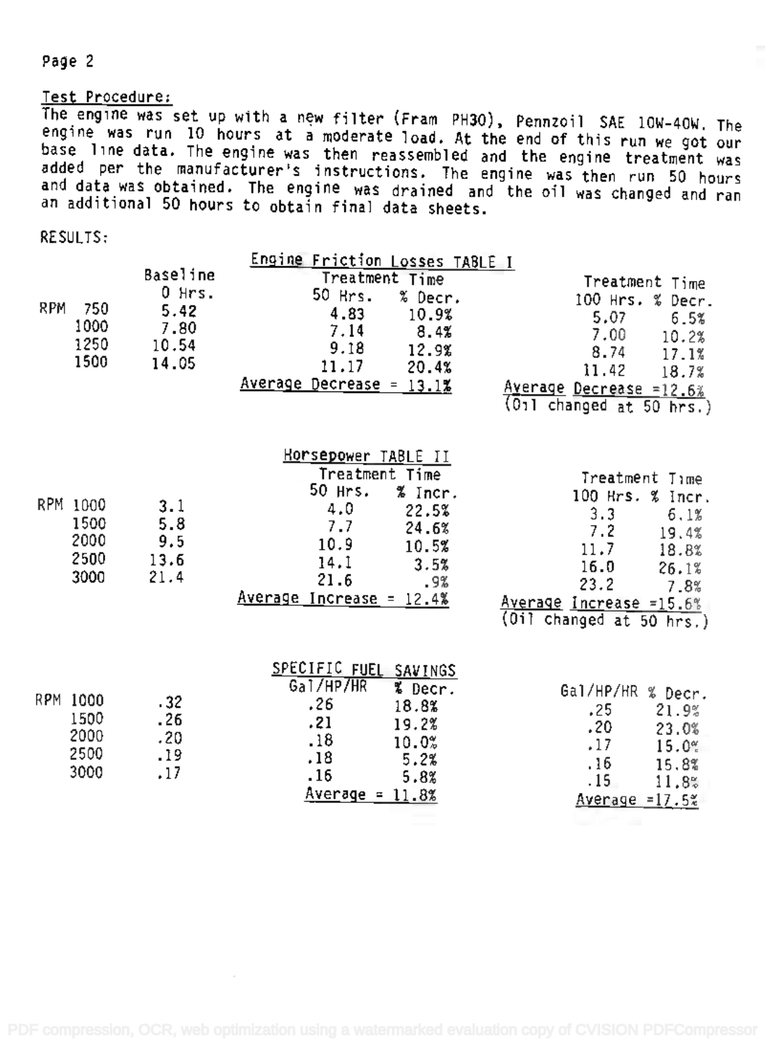Page 2

Test Procedure:

The engine was set up with a new filter (Fram PH30), Pennzoil SAE 10W-40W. The engine was run 10 hours at a moderate load. At the end of this run we got our base line data. The engine was then reassembled and the engine treatment was added per the manufacturer's instructions. The engine was then run 50 hours and data was obtained. The engine was drained and the oil was changed and ran an additional 50 hours to obtain final data sheets.

RESULTS:

Engine Friction Losses TABLE I

| RPM | Baseline 0 Hrs. | Treatment Time 50 Hrs. | % Decr. | Treatment Time 100 Hrs. | % Decr. |
|---|---|---|---|---|---|
| 750 | 5.42 | 4.83 | 10.9% | 5.07 | 6.5% |
| 1000 | 7.80 | 7.14 | 8.4% | 7.00 | 10.2% |
| 1250 | 10.54 | 9.18 | 12.9% | 8.74 | 17.1% |
| 1500 | 14.05 | 11.17 | 20.4% | 11.42 | 18.7% |
| | | Average Decrease = 13.1% | | Average Decrease =12.6% (Oil changed at 50 hrs.) | |

Horsepower TABLE II

| RPM | Baseline | Treatment Time 50 Hrs. | % Incr. | Treatment Time 100 Hrs. | % Incr. |
|---|---|---|---|---|---|
| 1000 | 3.1 | 4.0 | 22.5% | 3.3 | 6.1% |
| 1500 | 5.8 | 7.7 | 24.6% | 7.2 | 19.4% |
| 2000 | 9.5 | 10.9 | 10.5% | 11.7 | 18.8% |
| 2500 | 13.6 | 14.1 | 3.5% | 16.0 | 26.1% |
| 3000 | 21.4 | 21.6 | .9% | 23.2 | 7.8% |
| | | Average Increase = 12.4% | | Average Increase =15.6% (Oil changed at 50 hrs.) | |

SPECIFIC FUEL SAVINGS

| RPM | Baseline | Gal/HP/HR | % Decr. | Gal/HP/HR | % Decr. |
|---|---|---|---|---|---|
| 1000 | .32 | .26 | 18.8% | .25 | 21.9% |
| 1500 | .26 | .21 | 19.2% | .20 | 23.0% |
| 2000 | .20 | .18 | 10.0% | .17 | 15.0% |
| 2500 | .19 | .18 | 5.2% | .16 | 15.8% |
| 3000 | .17 | .16 | 5.8% | .15 | 11.8% |
| | | Average = 11.8% | | Average =17.5% | |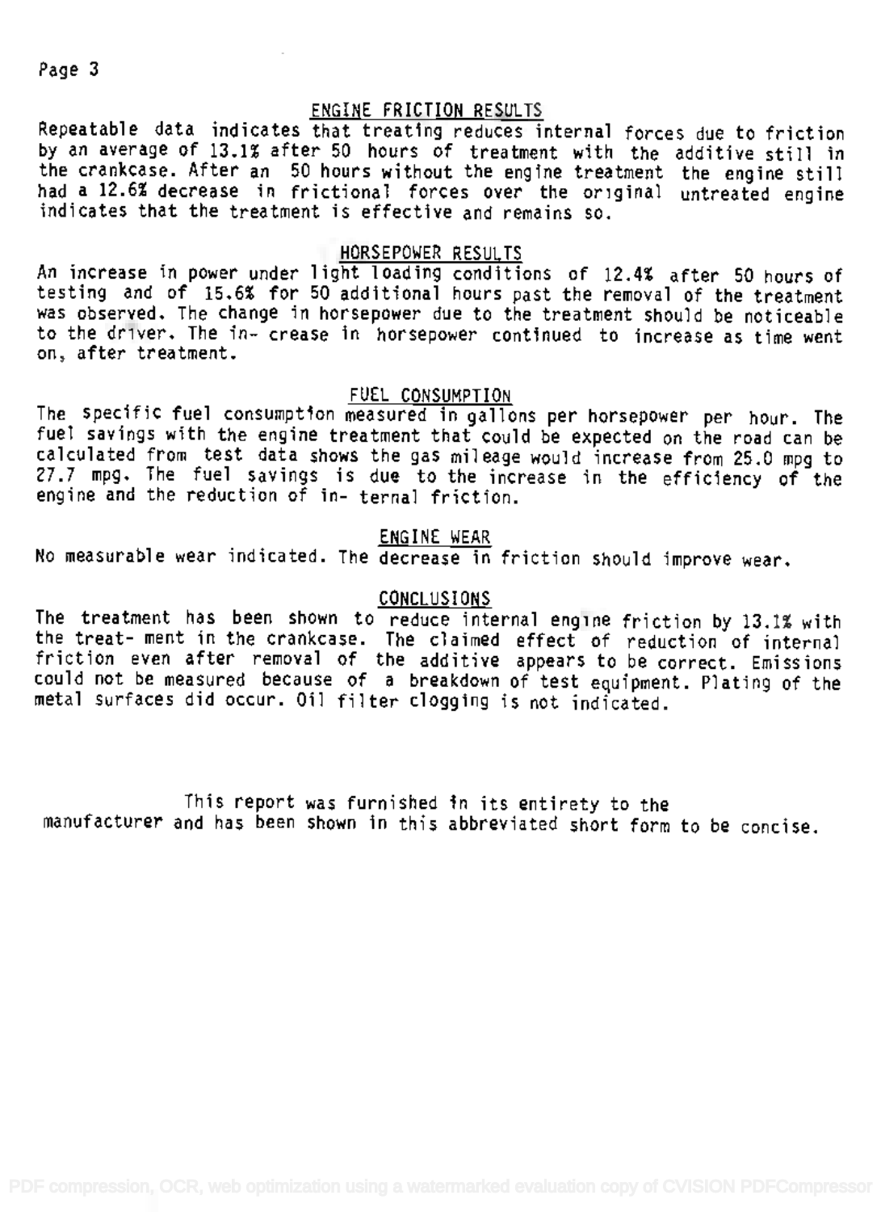## ENGINE FRICTION RESULTS

Repeatable data indicates that treating reduces internal forces due to friction by an average of 13.1% after 50 hours of treatment with the additive still in the crankcase. After an 50 hours without the engine treatment the engine still had a 12.6% decrease in frictional forces over the original untreated engine indicates that the treatment is effective and remains so.

## HORSEPOWER RESULTS

An increase in power under light loading conditions of 12.4% after 50 hours of testing and of 15.6% for 50 additional hours past the removal of the treatment was observed. The change in horsepower due to the treatment should be noticeable to the driver. The in- crease in horsepower continued to increase as time went on, after treatment.

## FUEL CONSUMPTION

The specific fuel consumption measured in gallons per horsepower per hour. The fuel savings with the engine treatment that could be expected on the road can be calculated from test data shows the gas mileage would increase from 25.0 mpg to 27.7 mpg. The fuel savings is due to the increase in the efficiency of the engine and the reduction of in- ternal friction.

## ENGINE WEAR

No measurable wear indicated. The decrease in friction should improve wear.

## CONCLUSIONS

The treatment has been shown to reduce internal engine friction by 13.1% with the treat- ment in the crankcase. The claimed effect of reduction of internal friction even after removal of the additive appears to be correct. Emissions could not be measured because of a breakdown of test equipment. Plating of the metal surfaces did occur. Oil filter clogging is not indicated.

This report was furnished in its entirety to the manufacturer and has been shown in this abbreviated short form to be concise.